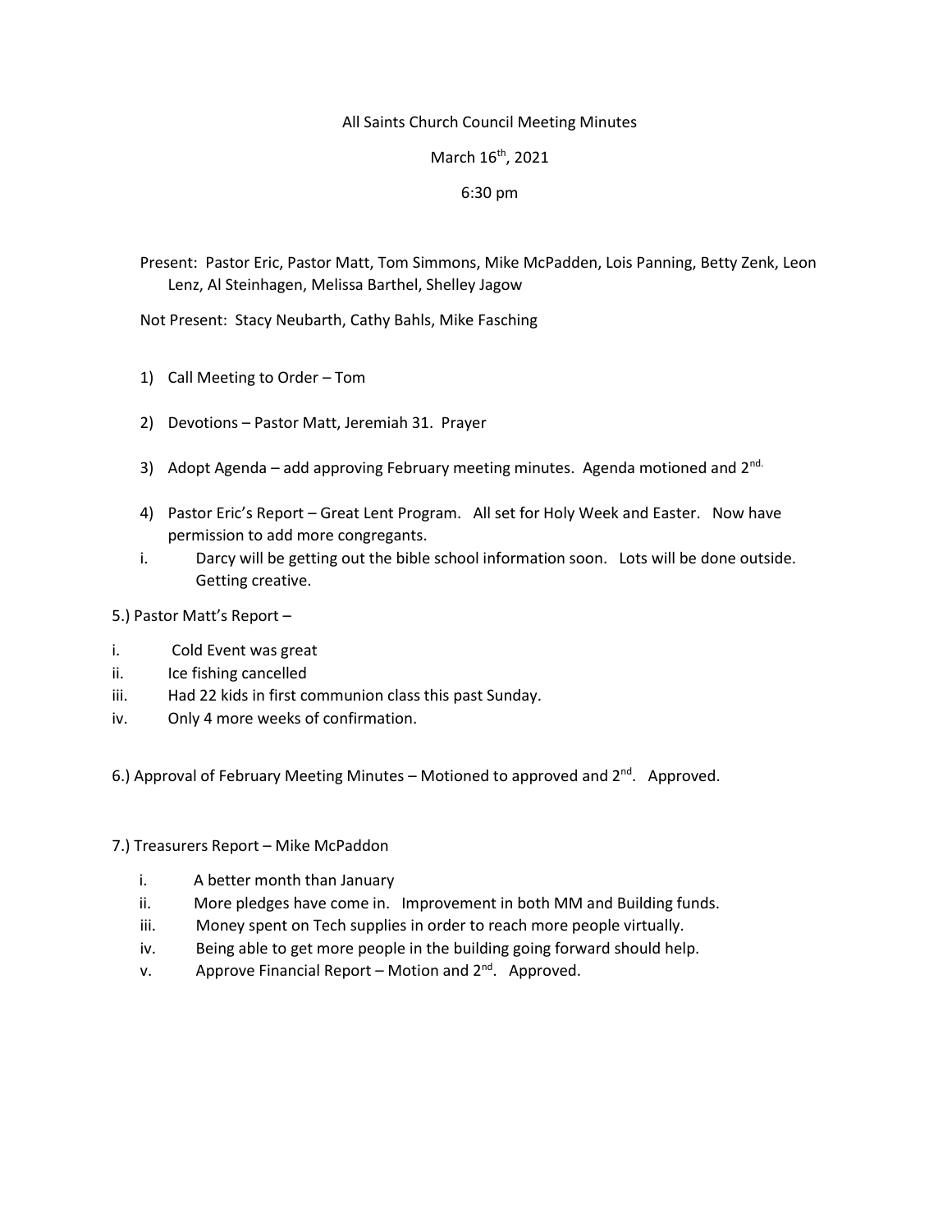All Saints Church Council Meeting Minutes

March 16th, 2021

6:30 pm

Present: Pastor Eric, Pastor Matt, Tom Simmons, Mike McPadden, Lois Panning, Betty Zenk, Leon Lenz, Al Steinhagen, Melissa Barthel, Shelley Jagow

Not Present: Stacy Neubarth, Cathy Bahls, Mike Fasching

1) Call Meeting to Order – Tom

2) Devotions – Pastor Matt, Jeremiah 31. Prayer

3) Adopt Agenda – add approving February meeting minutes. Agenda motioned and 2nd.

4) Pastor Eric's Report – Great Lent Program. All set for Holy Week and Easter. Now have permission to add more congregants.

i. Darcy will be getting out the bible school information soon. Lots will be done outside. Getting creative.

5.) Pastor Matt's Report –

i. Cold Event was great
ii. Ice fishing cancelled
iii. Had 22 kids in first communion class this past Sunday.
iv. Only 4 more weeks of confirmation.

6.) Approval of February Meeting Minutes – Motioned to approved and 2nd. Approved.

7.) Treasurers Report – Mike McPaddon

i. A better month than January
ii. More pledges have come in. Improvement in both MM and Building funds.
iii. Money spent on Tech supplies in order to reach more people virtually.
iv. Being able to get more people in the building going forward should help.
v. Approve Financial Report – Motion and 2nd. Approved.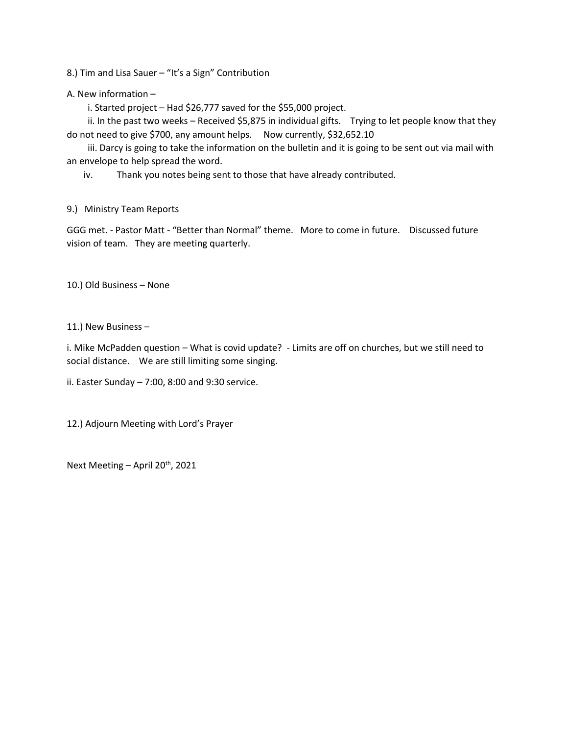8.) Tim and Lisa Sauer – "It's a Sign" Contribution

A. New information –

i. Started project – Had $26,777 saved for the $55,000 project.

ii. In the past two weeks – Received $5,875 in individual gifts. Trying to let people know that they do not need to give $700, any amount helps. Now currently, $32,652.10

iii. Darcy is going to take the information on the bulletin and it is going to be sent out via mail with an envelope to help spread the word.

iv. Thank you notes being sent to those that have already contributed.

9.) Ministry Team Reports

GGG met. - Pastor Matt - "Better than Normal" theme. More to come in future. Discussed future vision of team. They are meeting quarterly.

10.) Old Business – None

11.) New Business –

i. Mike McPadden question – What is covid update? - Limits are off on churches, but we still need to social distance. We are still limiting some singing.

ii. Easter Sunday – 7:00, 8:00 and 9:30 service.

12.) Adjourn Meeting with Lord's Prayer

Next Meeting – April 20th, 2021